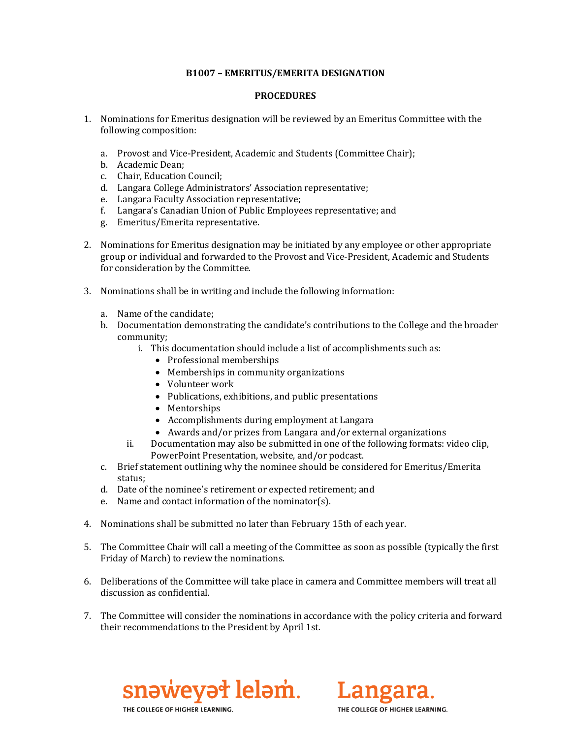**B1007 – EMERITUS/EMERITA DESIGNATION**

**PROCEDURES**

1. Nominations for Emeritus designation will be reviewed by an Emeritus Committee with the following composition:

   a. Provost and Vice-President, Academic and Students (Committee Chair);
   b. Academic Dean;
   c. Chair, Education Council;
   d. Langara College Administrators' Association representative;
   e. Langara Faculty Association representative;
   f. Langara's Canadian Union of Public Employees representative; and
   g. Emeritus/Emerita representative.

2. Nominations for Emeritus designation may be initiated by any employee or other appropriate group or individual and forwarded to the Provost and Vice-President, Academic and Students for consideration by the Committee.

3. Nominations shall be in writing and include the following information:

   a. Name of the candidate;
   b. Documentation demonstrating the candidate's contributions to the College and the broader community;
      i. This documentation should include a list of accomplishments such as:
         - Professional memberships
         - Memberships in community organizations
         - Volunteer work
         - Publications, exhibitions, and public presentations
         - Mentorships
         - Accomplishments during employment at Langara
         - Awards and/or prizes from Langara and/or external organizations
      ii. Documentation may also be submitted in one of the following formats: video clip, PowerPoint Presentation, website, and/or podcast.
   c. Brief statement outlining why the nominee should be considered for Emeritus/Emerita status;
   d. Date of the nominee's retirement or expected retirement; and
   e. Name and contact information of the nominator(s).

4. Nominations shall be submitted no later than February 15th of each year.

5. The Committee Chair will call a meeting of the Committee as soon as possible (typically the first Friday of March) to review the nominations.

6. Deliberations of the Committee will take place in camera and Committee members will treat all discussion as confidential.

7. The Committee will consider the nominations in accordance with the policy criteria and forward their recommendations to the President by April 1st.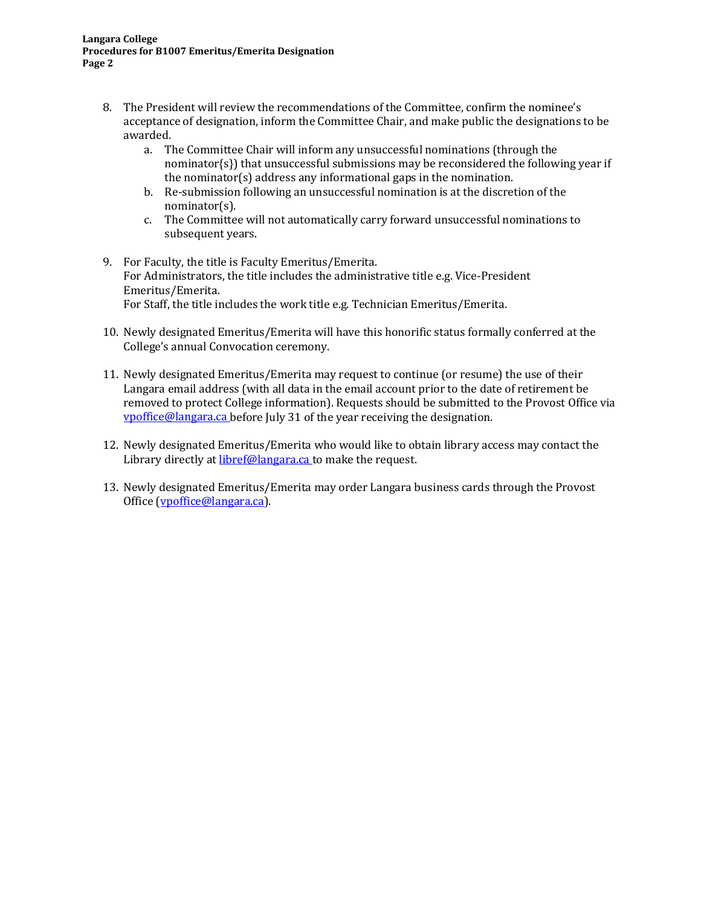8. The President will review the recommendations of the Committee, confirm the nominee's acceptance of designation, inform the Committee Chair, and make public the designations to be awarded.
    a. The Committee Chair will inform any unsuccessful nominations (through the nominator{s}) that unsuccessful submissions may be reconsidered the following year if the nominator(s) address any informational gaps in the nomination.
    b. Re-submission following an unsuccessful nomination is at the discretion of the nominator(s).
    c. The Committee will not automatically carry forward unsuccessful nominations to subsequent years.

9. For Faculty, the title is Faculty Emeritus/Emerita.
   For Administrators, the title includes the administrative title e.g. Vice-President Emeritus/Emerita.
   For Staff, the title includes the work title e.g. Technician Emeritus/Emerita.

10. Newly designated Emeritus/Emerita will have this honorific status formally conferred at the College's annual Convocation ceremony.

11. Newly designated Emeritus/Emerita may request to continue (or resume) the use of their Langara email address (with all data in the email account prior to the date of retirement be removed to protect College information). Requests should be submitted to the Provost Office via vpoffice@langara.ca before July 31 of the year receiving the designation.

12. Newly designated Emeritus/Emerita who would like to obtain library access may contact the Library directly at libref@langara.ca to make the request.

13. Newly designated Emeritus/Emerita may order Langara business cards through the Provost Office (vpoffice@langara.ca).